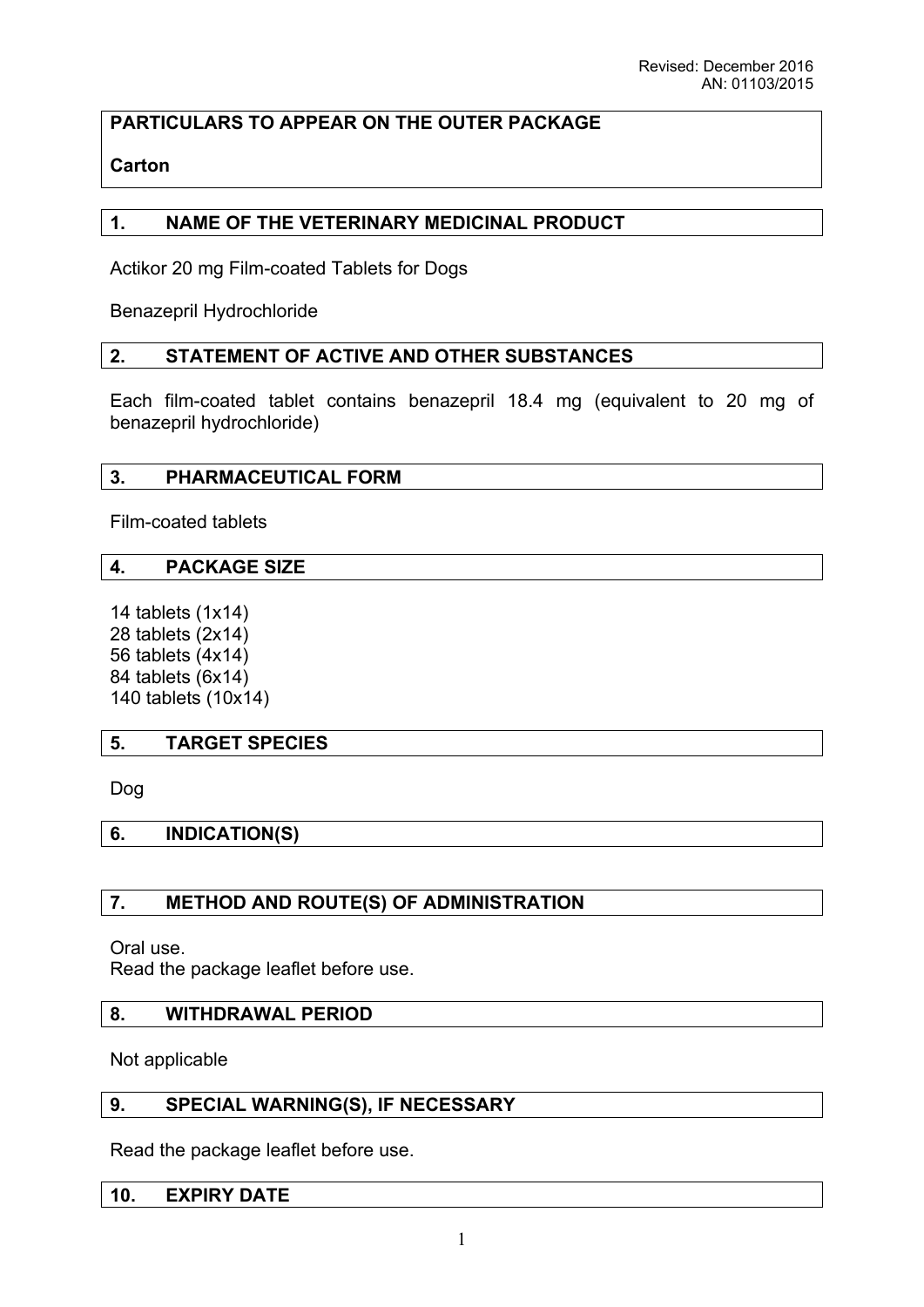Revised: December 2016
AN: 01103/2015

**PARTICULARS TO APPEAR ON THE OUTER PACKAGE**

**Carton**

## 1. NAME OF THE VETERINARY MEDICINAL PRODUCT

Actikor 20 mg Film-coated Tablets for Dogs

Benazepril Hydrochloride

## 2. STATEMENT OF ACTIVE AND OTHER SUBSTANCES

Each film-coated tablet contains benazepril 18.4 mg (equivalent to 20 mg of benazepril hydrochloride)

## 3. PHARMACEUTICAL FORM

Film-coated tablets

## 4. PACKAGE SIZE

14 tablets (1x14)
28 tablets (2x14)
56 tablets (4x14)
84 tablets (6x14)
140 tablets (10x14)

## 5. TARGET SPECIES

Dog

## 6. INDICATION(S)

## 7. METHOD AND ROUTE(S) OF ADMINISTRATION

Oral use.
Read the package leaflet before use.

## 8. WITHDRAWAL PERIOD

Not applicable

## 9. SPECIAL WARNING(S), IF NECESSARY

Read the package leaflet before use.

## 10. EXPIRY DATE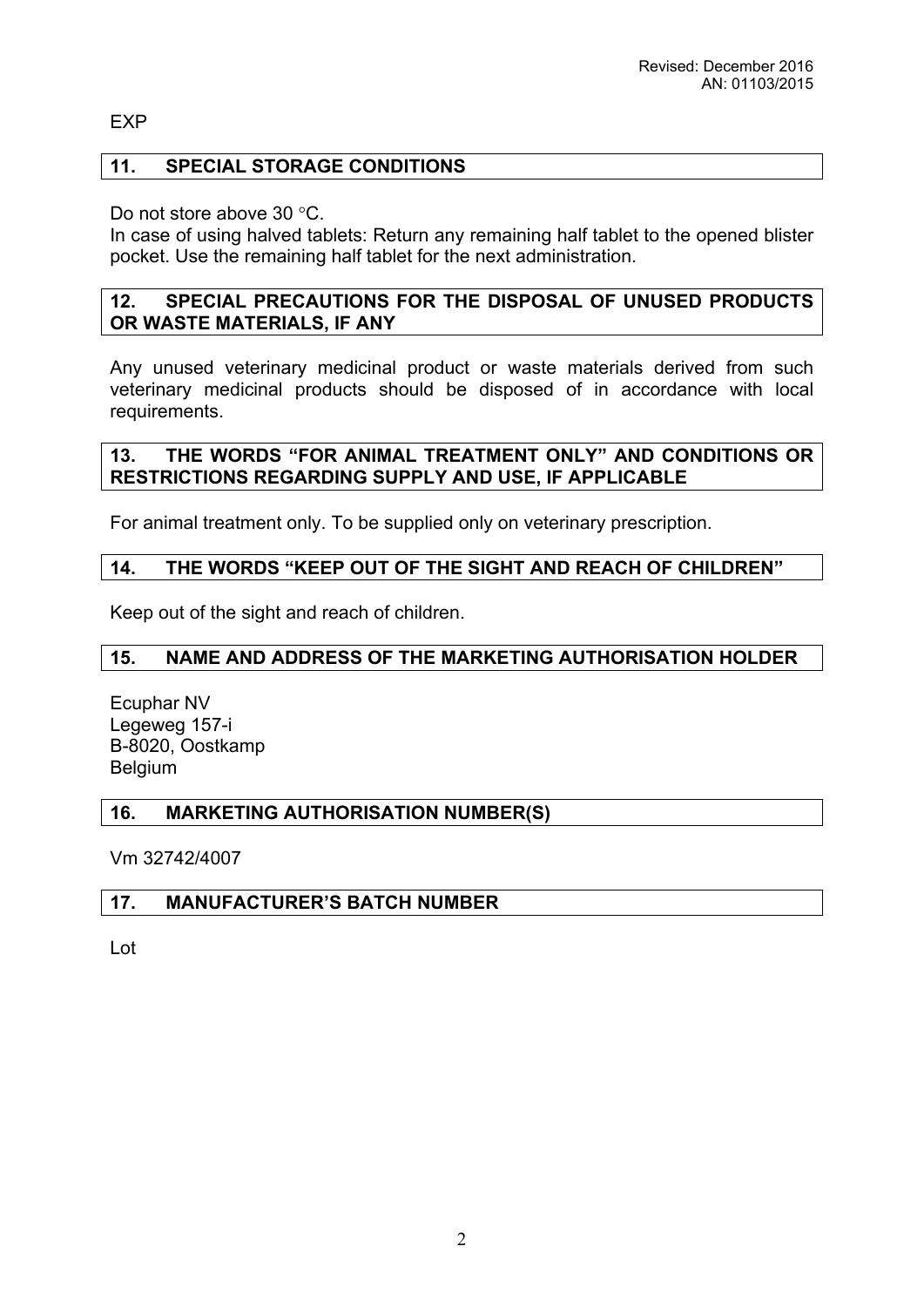EXP

## 11. SPECIAL STORAGE CONDITIONS

Do not store above 30 °C.
In case of using halved tablets: Return any remaining half tablet to the opened blister pocket. Use the remaining half tablet for the next administration.

## 12. SPECIAL PRECAUTIONS FOR THE DISPOSAL OF UNUSED PRODUCTS OR WASTE MATERIALS, IF ANY

Any unused veterinary medicinal product or waste materials derived from such veterinary medicinal products should be disposed of in accordance with local requirements.

## 13. THE WORDS "FOR ANIMAL TREATMENT ONLY" AND CONDITIONS OR RESTRICTIONS REGARDING SUPPLY AND USE, IF APPLICABLE

For animal treatment only. To be supplied only on veterinary prescription.

## 14. THE WORDS "KEEP OUT OF THE SIGHT AND REACH OF CHILDREN"

Keep out of the sight and reach of children.

## 15. NAME AND ADDRESS OF THE MARKETING AUTHORISATION HOLDER

Ecuphar NV
Legeweg 157-i
B-8020, Oostkamp
Belgium

## 16. MARKETING AUTHORISATION NUMBER(S)

Vm 32742/4007

## 17. MANUFACTURER'S BATCH NUMBER

Lot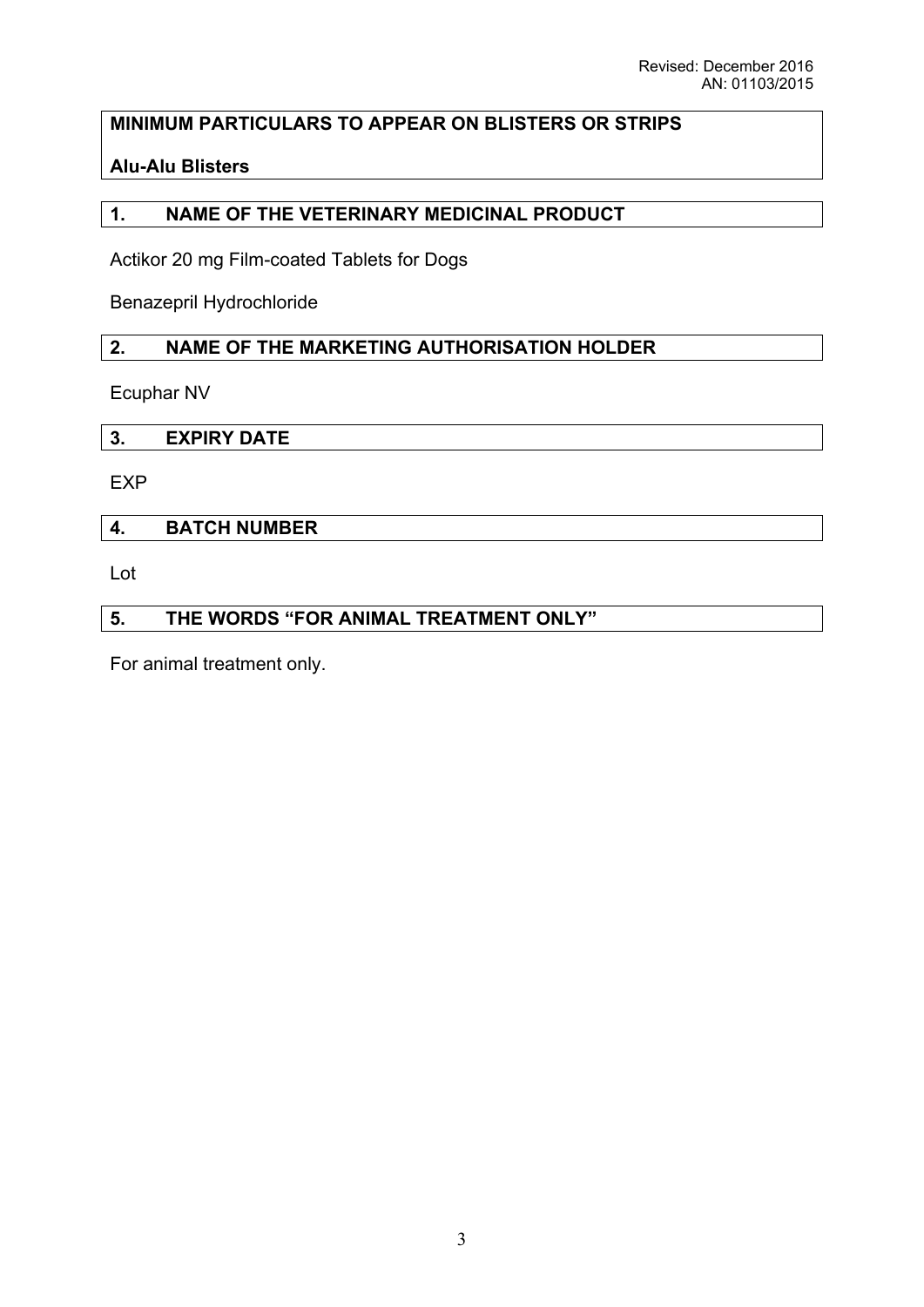## MINIMUM PARTICULARS TO APPEAR ON BLISTERS OR STRIPS

**Alu-Alu Blisters**

### 1. NAME OF THE VETERINARY MEDICINAL PRODUCT

Actikor 20 mg Film-coated Tablets for Dogs

Benazepril Hydrochloride

### 2. NAME OF THE MARKETING AUTHORISATION HOLDER

Ecuphar NV

### 3. EXPIRY DATE

EXP

### 4. BATCH NUMBER

Lot

### 5. THE WORDS "FOR ANIMAL TREATMENT ONLY"

For animal treatment only.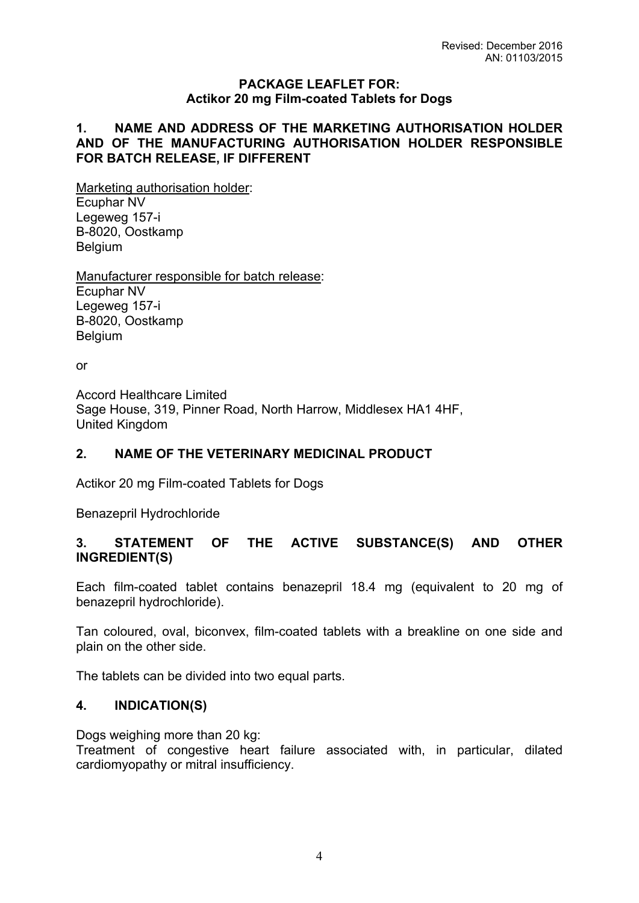Revised: December 2016
AN: 01103/2015

# PACKAGE LEAFLET FOR:
## Actikor 20 mg Film-coated Tablets for Dogs

### 1. NAME AND ADDRESS OF THE MARKETING AUTHORISATION HOLDER AND OF THE MANUFACTURING AUTHORISATION HOLDER RESPONSIBLE FOR BATCH RELEASE, IF DIFFERENT

Marketing authorisation holder:
Ecuphar NV
Legeweg 157-i
B-8020, Oostkamp
Belgium

Manufacturer responsible for batch release:
Ecuphar NV
Legeweg 157-i
B-8020, Oostkamp
Belgium

or

Accord Healthcare Limited
Sage House, 319, Pinner Road, North Harrow, Middlesex HA1 4HF,
United Kingdom

### 2. NAME OF THE VETERINARY MEDICINAL PRODUCT

Actikor 20 mg Film-coated Tablets for Dogs

Benazepril Hydrochloride

### 3. STATEMENT OF THE ACTIVE SUBSTANCE(S) AND OTHER INGREDIENT(S)

Each film-coated tablet contains benazepril 18.4 mg (equivalent to 20 mg of benazepril hydrochloride).

Tan coloured, oval, biconvex, film-coated tablets with a breakline on one side and plain on the other side.

The tablets can be divided into two equal parts.

### 4. INDICATION(S)

Dogs weighing more than 20 kg:
Treatment of congestive heart failure associated with, in particular, dilated cardiomyopathy or mitral insufficiency.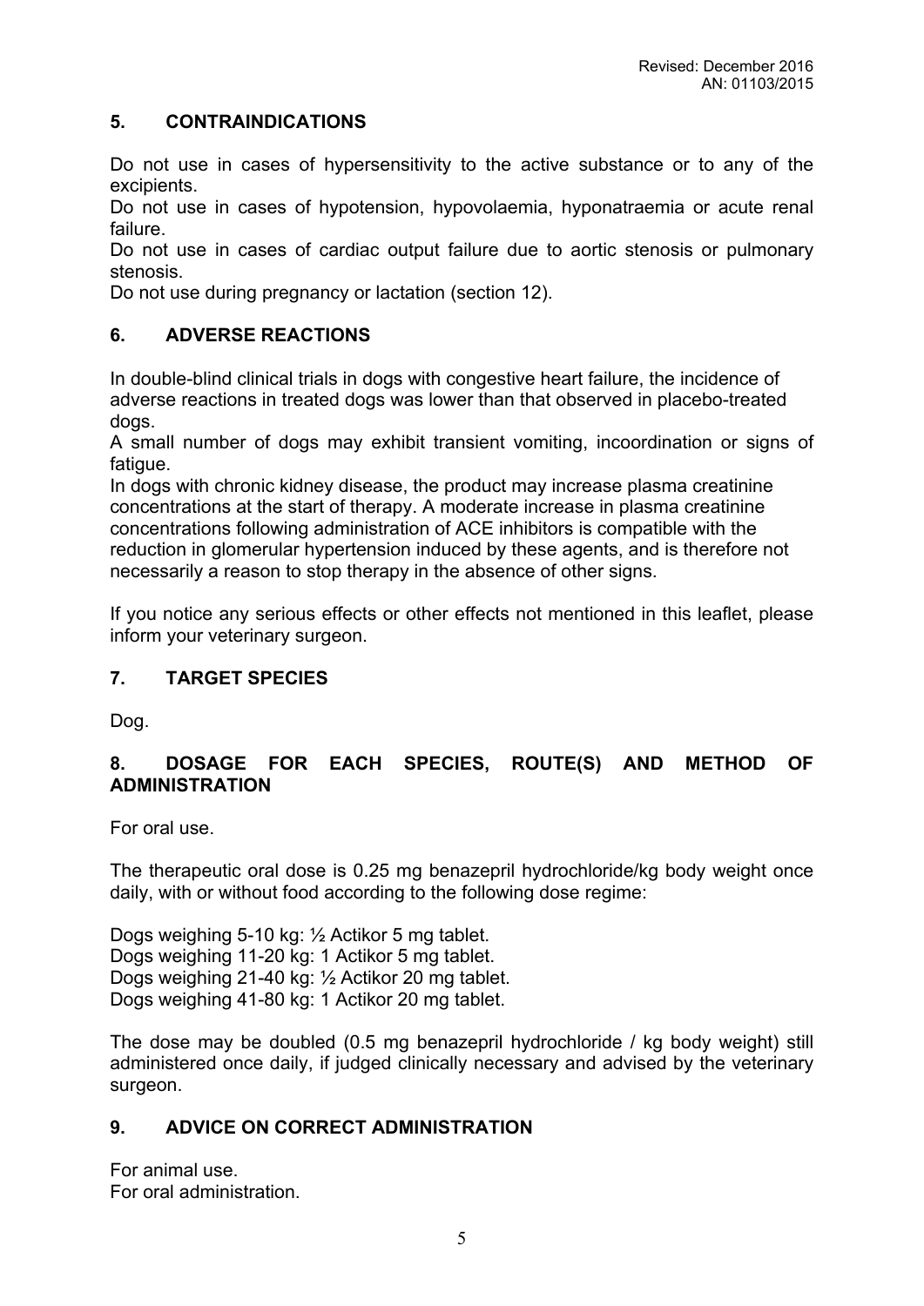## 5. CONTRAINDICATIONS

Do not use in cases of hypersensitivity to the active substance or to any of the excipients.
Do not use in cases of hypotension, hypovolaemia, hyponatraemia or acute renal failure.
Do not use in cases of cardiac output failure due to aortic stenosis or pulmonary stenosis.
Do not use during pregnancy or lactation (section 12).

## 6. ADVERSE REACTIONS

In double-blind clinical trials in dogs with congestive heart failure, the incidence of adverse reactions in treated dogs was lower than that observed in placebo-treated dogs.
A small number of dogs may exhibit transient vomiting, incoordination or signs of fatigue.
In dogs with chronic kidney disease, the product may increase plasma creatinine concentrations at the start of therapy. A moderate increase in plasma creatinine concentrations following administration of ACE inhibitors is compatible with the reduction in glomerular hypertension induced by these agents, and is therefore not necessarily a reason to stop therapy in the absence of other signs.

If you notice any serious effects or other effects not mentioned in this leaflet, please inform your veterinary surgeon.

## 7. TARGET SPECIES

Dog.

## 8. DOSAGE FOR EACH SPECIES, ROUTE(S) AND METHOD OF ADMINISTRATION

For oral use.

The therapeutic oral dose is 0.25 mg benazepril hydrochloride/kg body weight once daily, with or without food according to the following dose regime:

Dogs weighing 5-10 kg: ½ Actikor 5 mg tablet.
Dogs weighing 11-20 kg: 1 Actikor 5 mg tablet.
Dogs weighing 21-40 kg: ½ Actikor 20 mg tablet.
Dogs weighing 41-80 kg: 1 Actikor 20 mg tablet.

The dose may be doubled (0.5 mg benazepril hydrochloride / kg body weight) still administered once daily, if judged clinically necessary and advised by the veterinary surgeon.

## 9. ADVICE ON CORRECT ADMINISTRATION

For animal use.
For oral administration.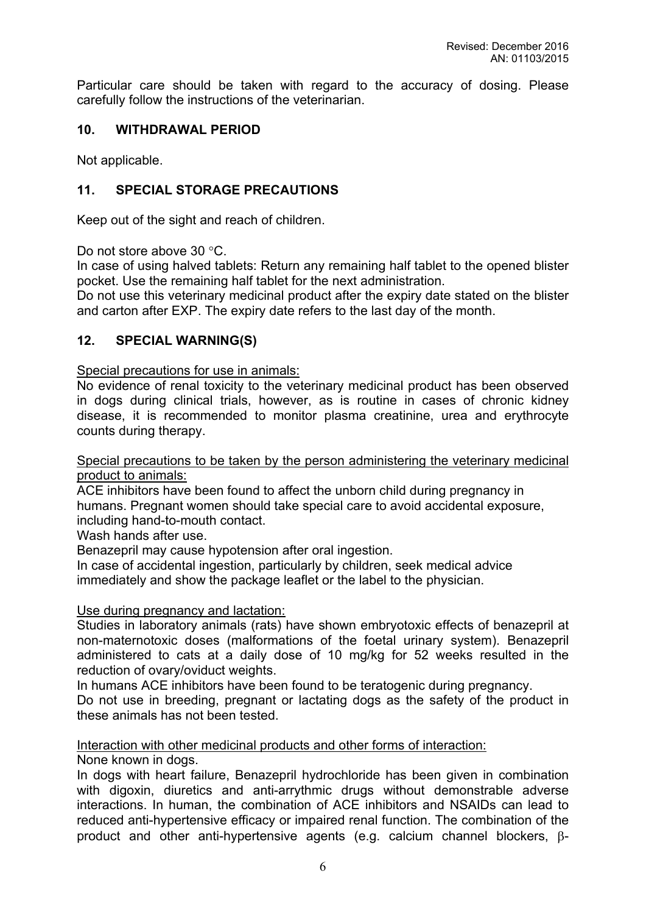Particular care should be taken with regard to the accuracy of dosing. Please carefully follow the instructions of the veterinarian.

## 10. WITHDRAWAL PERIOD

Not applicable.

## 11. SPECIAL STORAGE PRECAUTIONS

Keep out of the sight and reach of children.

Do not store above 30 °C.
In case of using halved tablets: Return any remaining half tablet to the opened blister pocket. Use the remaining half tablet for the next administration.
Do not use this veterinary medicinal product after the expiry date stated on the blister and carton after EXP. The expiry date refers to the last day of the month.

## 12. SPECIAL WARNING(S)

Special precautions for use in animals:
No evidence of renal toxicity to the veterinary medicinal product has been observed in dogs during clinical trials, however, as is routine in cases of chronic kidney disease, it is recommended to monitor plasma creatinine, urea and erythrocyte counts during therapy.

Special precautions to be taken by the person administering the veterinary medicinal product to animals:
ACE inhibitors have been found to affect the unborn child during pregnancy in humans. Pregnant women should take special care to avoid accidental exposure, including hand-to-mouth contact.
Wash hands after use.
Benazepril may cause hypotension after oral ingestion.
In case of accidental ingestion, particularly by children, seek medical advice immediately and show the package leaflet or the label to the physician.

Use during pregnancy and lactation:
Studies in laboratory animals (rats) have shown embryotoxic effects of benazepril at non-maternotoxic doses (malformations of the foetal urinary system). Benazepril administered to cats at a daily dose of 10 mg/kg for 52 weeks resulted in the reduction of ovary/oviduct weights.
In humans ACE inhibitors have been found to be teratogenic during pregnancy.
Do not use in breeding, pregnant or lactating dogs as the safety of the product in these animals has not been tested.

Interaction with other medicinal products and other forms of interaction:
None known in dogs.
In dogs with heart failure, Benazepril hydrochloride has been given in combination with digoxin, diuretics and anti-arrythmic drugs without demonstrable adverse interactions. In human, the combination of ACE inhibitors and NSAIDs can lead to reduced anti-hypertensive efficacy or impaired renal function. The combination of the product and other anti-hypertensive agents (e.g. calcium channel blockers, β-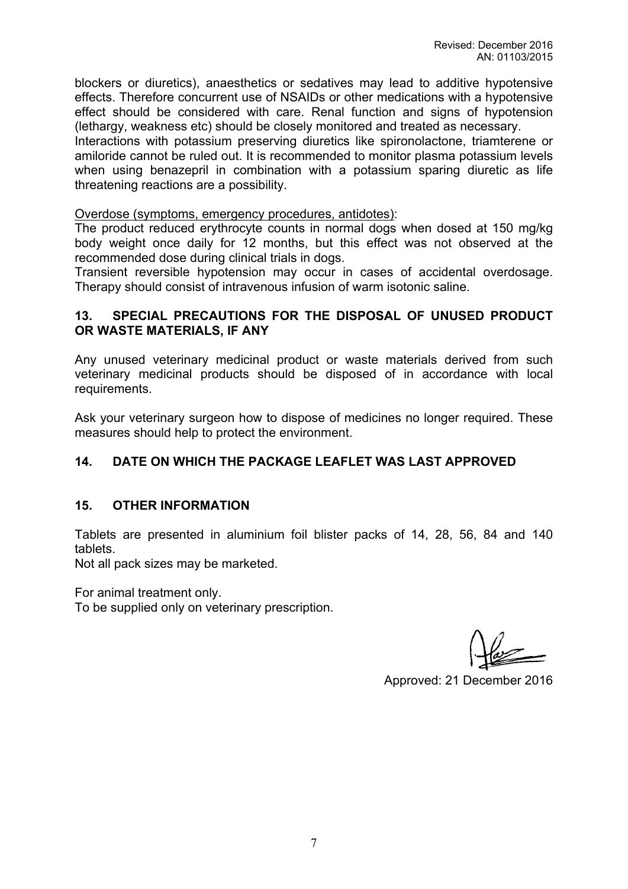blockers or diuretics), anaesthetics or sedatives may lead to additive hypotensive effects. Therefore concurrent use of NSAIDs or other medications with a hypotensive effect should be considered with care. Renal function and signs of hypotension (lethargy, weakness etc) should be closely monitored and treated as necessary.
Interactions with potassium preserving diuretics like spironolactone, triamterene or amiloride cannot be ruled out. It is recommended to monitor plasma potassium levels when using benazepril in combination with a potassium sparing diuretic as life threatening reactions are a possibility.

Overdose (symptoms, emergency procedures, antidotes):
The product reduced erythrocyte counts in normal dogs when dosed at 150 mg/kg body weight once daily for 12 months, but this effect was not observed at the recommended dose during clinical trials in dogs.
Transient reversible hypotension may occur in cases of accidental overdosage. Therapy should consist of intravenous infusion of warm isotonic saline.

## 13. SPECIAL PRECAUTIONS FOR THE DISPOSAL OF UNUSED PRODUCT OR WASTE MATERIALS, IF ANY

Any unused veterinary medicinal product or waste materials derived from such veterinary medicinal products should be disposed of in accordance with local requirements.

Ask your veterinary surgeon how to dispose of medicines no longer required. These measures should help to protect the environment.

## 14. DATE ON WHICH THE PACKAGE LEAFLET WAS LAST APPROVED

## 15. OTHER INFORMATION

Tablets are presented in aluminium foil blister packs of 14, 28, 56, 84 and 140 tablets.
Not all pack sizes may be marketed.

For animal treatment only.
To be supplied only on veterinary prescription.

Approved: 21 December 2016